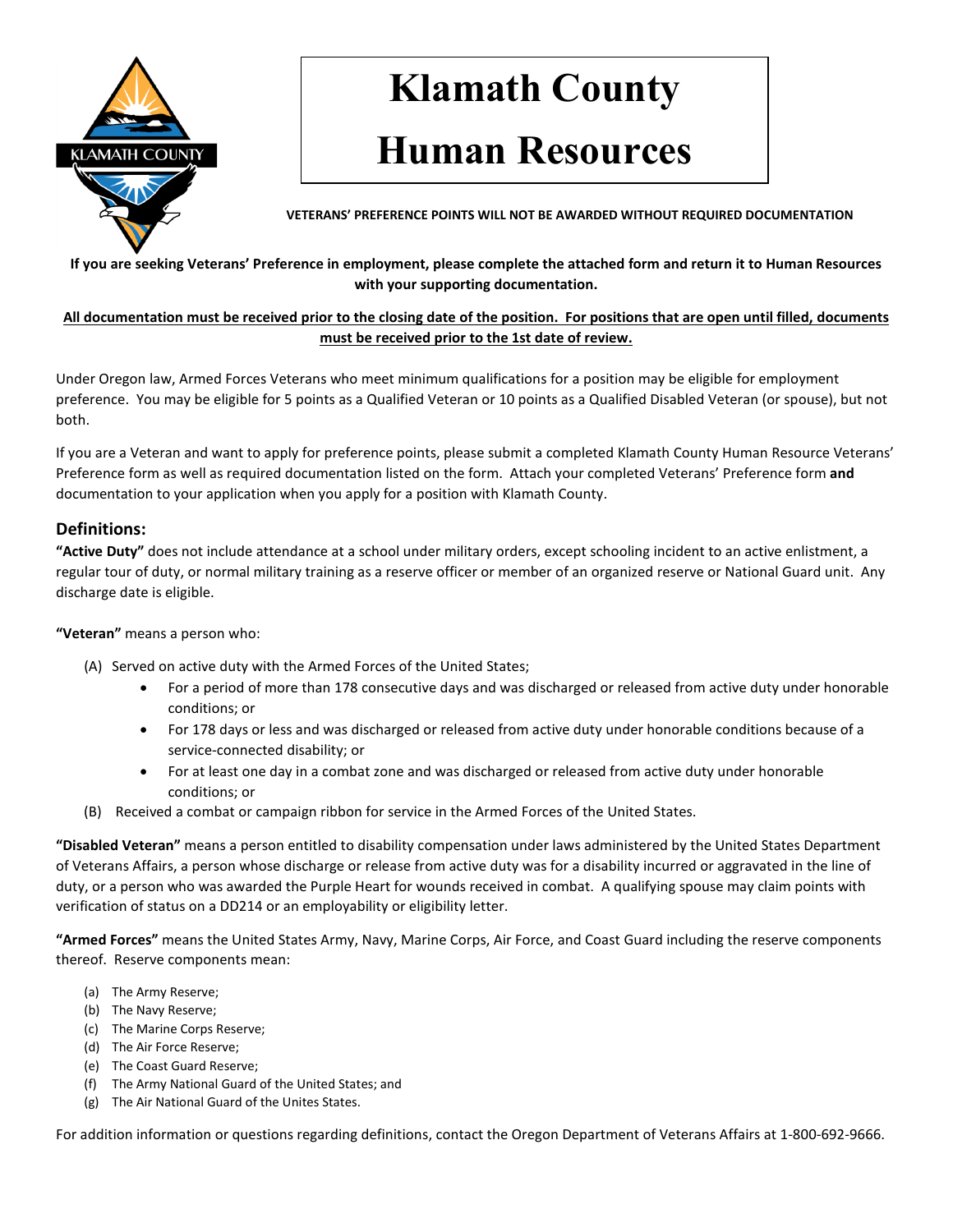# Klamath County Human Resources

**VETERANS' PREFERENCE POINTS WILL NOT BE AWARDED WITHOUT REQUIRED DOCUMENTATION**

**If you are seeking Veterans' Preference in employment, please complete the attached form and return it to Human Resources with your supporting documentation.**

**<u>All documentation must be received prior to the closing date of the position. For positions that are open until filled, documents must be received prior to the 1st date of review.</u>**

Under Oregon law, Armed Forces Veterans who meet minimum qualifications for a position may be eligible for employment preference. You may be eligible for 5 points as a Qualified Veteran or 10 points as a Qualified Disabled Veteran (or spouse), but not both.

If you are a Veteran and want to apply for preference points, please submit a completed Klamath County Human Resource Veterans' Preference form as well as required documentation listed on the form. Attach your completed Veterans' Preference form **and** documentation to your application when you apply for a position with Klamath County.

## Definitions:

**"Active Duty"** does not include attendance at a school under military orders, except schooling incident to an active enlistment, a regular tour of duty, or normal military training as a reserve officer or member of an organized reserve or National Guard unit. Any discharge date is eligible.

**"Veteran"** means a person who:

(A) Served on active duty with the Armed Forces of the United States;
- For a period of more than 178 consecutive days and was discharged or released from active duty under honorable conditions; or
- For 178 days or less and was discharged or released from active duty under honorable conditions because of a service-connected disability; or
- For at least one day in a combat zone and was discharged or released from active duty under honorable conditions; or

(B) Received a combat or campaign ribbon for service in the Armed Forces of the United States.

**"Disabled Veteran"** means a person entitled to disability compensation under laws administered by the United States Department of Veterans Affairs, a person whose discharge or release from active duty was for a disability incurred or aggravated in the line of duty, or a person who was awarded the Purple Heart for wounds received in combat. A qualifying spouse may claim points with verification of status on a DD214 or an employability or eligibility letter.

**"Armed Forces"** means the United States Army, Navy, Marine Corps, Air Force, and Coast Guard including the reserve components thereof. Reserve components mean:

(a) The Army Reserve;
(b) The Navy Reserve;
(c) The Marine Corps Reserve;
(d) The Air Force Reserve;
(e) The Coast Guard Reserve;
(f) The Army National Guard of the United States; and
(g) The Air National Guard of the Unites States.

For addition information or questions regarding definitions, contact the Oregon Department of Veterans Affairs at 1-800-692-9666.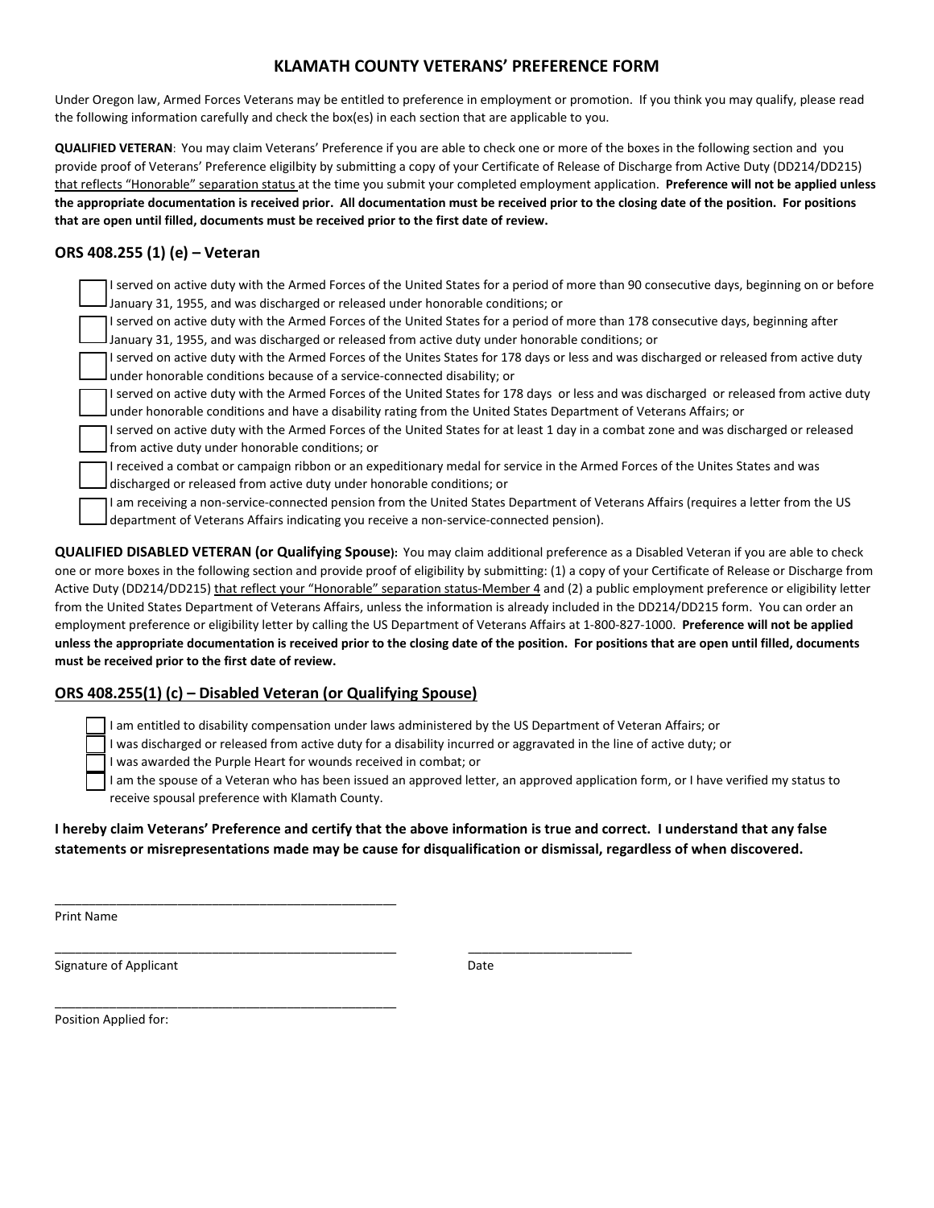# KLAMATH COUNTY VETERANS' PREFERENCE FORM

Under Oregon law, Armed Forces Veterans may be entitled to preference in employment or promotion. If you think you may qualify, please read the following information carefully and check the box(es) in each section that are applicable to you.

**QUALIFIED VETERAN**: You may claim Veterans' Preference if you are able to check one or more of the boxes in the following section and you provide proof of Veterans' Preference eligilbity by submitting a copy of your Certificate of Release of Discharge from Active Duty (DD214/DD215) that reflects "Honorable" separation status at the time you submit your completed employment application. **Preference will not be applied unless the appropriate documentation is received prior. All documentation must be received prior to the closing date of the position. For positions that are open until filled, documents must be received prior to the first date of review.**

## ORS 408.255 (1) (e) – Veteran

- ☐ I served on active duty with the Armed Forces of the United States for a period of more than 90 consecutive days, beginning on or before January 31, 1955, and was discharged or released under honorable conditions; or
- ☐ I served on active duty with the Armed Forces of the United States for a period of more than 178 consecutive days, beginning after January 31, 1955, and was discharged or released from active duty under honorable conditions; or
- ☐ I served on active duty with the Armed Forces of the Unites States for 178 days or less and was discharged or released from active duty under honorable conditions because of a service-connected disability; or
- ☐ I served on active duty with the Armed Forces of the United States for 178 days or less and was discharged or released from active duty under honorable conditions and have a disability rating from the United States Department of Veterans Affairs; or
- ☐ I served on active duty with the Armed Forces of the United States for at least 1 day in a combat zone and was discharged or released from active duty under honorable conditions; or
- ☐ I received a combat or campaign ribbon or an expeditionary medal for service in the Armed Forces of the Unites States and was discharged or released from active duty under honorable conditions; or
- ☐ I am receiving a non-service-connected pension from the United States Department of Veterans Affairs (requires a letter from the US department of Veterans Affairs indicating you receive a non-service-connected pension).

**QUALIFIED DISABLED VETERAN (or Qualifying Spouse):** You may claim additional preference as a Disabled Veteran if you are able to check one or more boxes in the following section and provide proof of eligibility by submitting: (1) a copy of your Certificate of Release or Discharge from Active Duty (DD214/DD215) that reflect your "Honorable" separation status-Member 4 and (2) a public employment preference or eligibility letter from the United States Department of Veterans Affairs, unless the information is already included in the DD214/DD215 form. You can order an employment preference or eligibility letter by calling the US Department of Veterans Affairs at 1-800-827-1000. **Preference will not be applied unless the appropriate documentation is received prior to the closing date of the position. For positions that are open until filled, documents must be received prior to the first date of review.**

## ORS 408.255(1) (c) – Disabled Veteran (or Qualifying Spouse)

- ☐ I am entitled to disability compensation under laws administered by the US Department of Veteran Affairs; or
- ☐ I was discharged or released from active duty for a disability incurred or aggravated in the line of active duty; or
- ☐ I was awarded the Purple Heart for wounds received in combat; or
- ☐ I am the spouse of a Veteran who has been issued an approved letter, an approved application form, or I have verified my status to receive spousal preference with Klamath County.

**I hereby claim Veterans' Preference and certify that the above information is true and correct. I understand that any false statements or misrepresentations made may be cause for disqualification or dismissal, regardless of when discovered.**

\_\_\_\_\_\_\_\_\_\_\_\_\_\_\_\_\_\_\_\_\_\_\_\_\_\_\_\_\_\_\_\_\_\_\_\_\_\_\_\_\_\_\_\_\_\_\_\_

Print Name

\_\_\_\_\_\_\_\_\_\_\_\_\_\_\_\_\_\_\_\_\_\_\_\_\_\_\_\_\_\_\_\_\_\_\_\_\_\_\_\_\_\_\_\_\_\_\_\_ \_\_\_\_\_\_\_\_\_\_\_\_\_\_\_\_\_\_\_\_\_\_\_\_

Signature of Applicant Date

\_\_\_\_\_\_\_\_\_\_\_\_\_\_\_\_\_\_\_\_\_\_\_\_\_\_\_\_\_\_\_\_\_\_\_\_\_\_\_\_\_\_\_\_\_\_\_\_

Position Applied for: